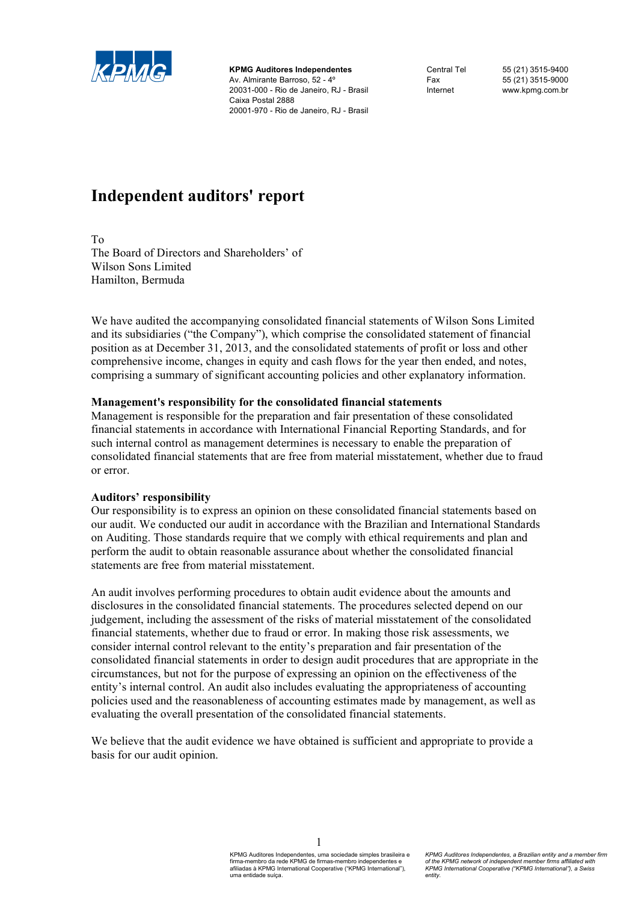KPMG

**KPMG Auditores Independentes**
Av. Almirante Barroso, 52 - 4º
20031-000 - Rio de Janeiro, RJ - Brasil
Caixa Postal 2888
20001-970 - Rio de Janeiro, RJ - Brasil

Central Tel 55 (21) 3515-9400
Fax 55 (21) 3515-9000
Internet www.kpmg.com.br

# Independent auditors' report

To
The Board of Directors and Shareholders' of
Wilson Sons Limited
Hamilton, Bermuda

We have audited the accompanying consolidated financial statements of Wilson Sons Limited and its subsidiaries ("the Company"), which comprise the consolidated statement of financial position as at December 31, 2013, and the consolidated statements of profit or loss and other comprehensive income, changes in equity and cash flows for the year then ended, and notes, comprising a summary of significant accounting policies and other explanatory information.

**Management's responsibility for the consolidated financial statements**

Management is responsible for the preparation and fair presentation of these consolidated financial statements in accordance with International Financial Reporting Standards, and for such internal control as management determines is necessary to enable the preparation of consolidated financial statements that are free from material misstatement, whether due to fraud or error.

**Auditors' responsibility**

Our responsibility is to express an opinion on these consolidated financial statements based on our audit. We conducted our audit in accordance with the Brazilian and International Standards on Auditing. Those standards require that we comply with ethical requirements and plan and perform the audit to obtain reasonable assurance about whether the consolidated financial statements are free from material misstatement.

An audit involves performing procedures to obtain audit evidence about the amounts and disclosures in the consolidated financial statements. The procedures selected depend on our judgement, including the assessment of the risks of material misstatement of the consolidated financial statements, whether due to fraud or error. In making those risk assessments, we consider internal control relevant to the entity's preparation and fair presentation of the consolidated financial statements in order to design audit procedures that are appropriate in the circumstances, but not for the purpose of expressing an opinion on the effectiveness of the entity's internal control. An audit also includes evaluating the appropriateness of accounting policies used and the reasonableness of accounting estimates made by management, as well as evaluating the overall presentation of the consolidated financial statements.

We believe that the audit evidence we have obtained is sufficient and appropriate to provide a basis for our audit opinion.

KPMG Auditores Independentes, uma sociedade simples brasileira e firma-membro da rede KPMG de firmas-membro independentes e afiliadas à KPMG International Cooperative ("KPMG International"), uma entidade suíça.

*KPMG Auditores Independentes, a Brazilian entity and a member firm of the KPMG network of independent member firms affiliated with KPMG International Cooperative ("KPMG International"), a Swiss entity.*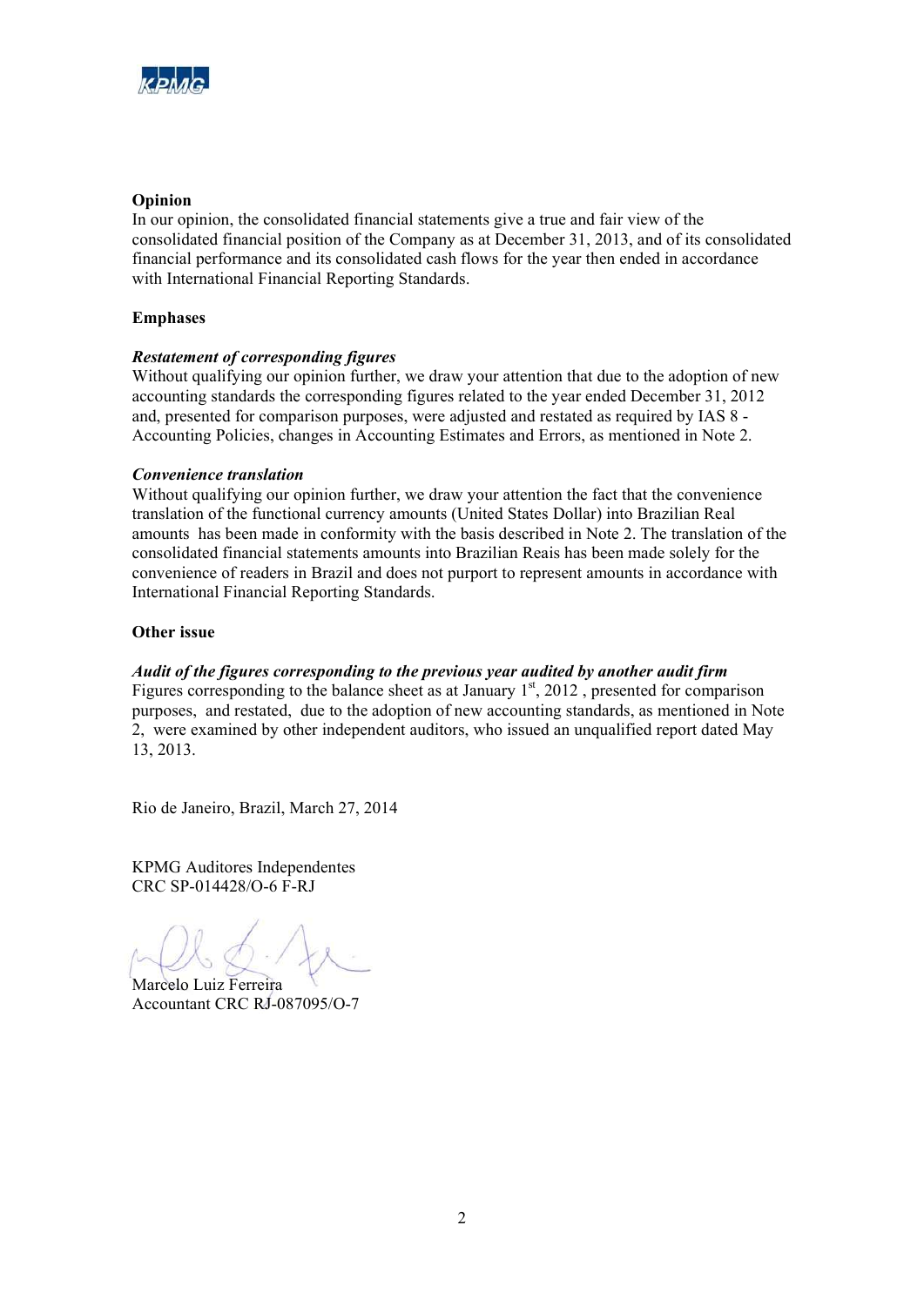**Opinion**

In our opinion, the consolidated financial statements give a true and fair view of the consolidated financial position of the Company as at December 31, 2013, and of its consolidated financial performance and its consolidated cash flows for the year then ended in accordance with International Financial Reporting Standards.

**Emphases**

***Restatement of corresponding figures***

Without qualifying our opinion further, we draw your attention that due to the adoption of new accounting standards the corresponding figures related to the year ended December 31, 2012 and, presented for comparison purposes, were adjusted and restated as required by IAS 8 - Accounting Policies, changes in Accounting Estimates and Errors, as mentioned in Note 2.

***Convenience translation***

Without qualifying our opinion further, we draw your attention the fact that the convenience translation of the functional currency amounts (United States Dollar) into Brazilian Real amounts has been made in conformity with the basis described in Note 2. The translation of the consolidated financial statements amounts into Brazilian Reais has been made solely for the convenience of readers in Brazil and does not purport to represent amounts in accordance with International Financial Reporting Standards.

**Other issue**

***Audit of the figures corresponding to the previous year audited by another audit firm***

Figures corresponding to the balance sheet as at January 1st, 2012 , presented for comparison purposes, and restated, due to the adoption of new accounting standards, as mentioned in Note 2, were examined by other independent auditors, who issued an unqualified report dated May 13, 2013.

Rio de Janeiro, Brazil, March 27, 2014

KPMG Auditores Independentes
CRC SP-014428/O-6 F-RJ

Marcelo Luiz Ferreira
Accountant CRC RJ-087095/O-7